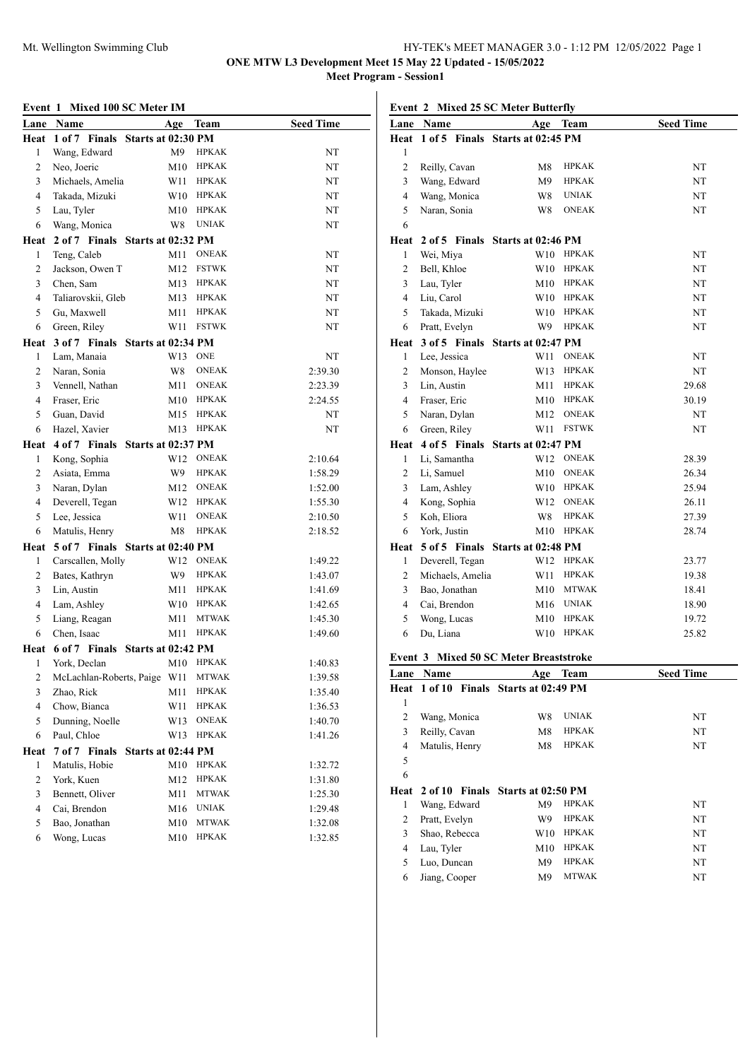**ONE MTW L3 Development Meet 15 May 22 Updated - 15/05/2022**

**Meet Program - Session1**

Mt. Wellington Swimming Club

### Event 1 Mixed 100 SC Meter IM

| Lane | Name | Age | Team | Seed Time |
|---|---|---|---|---|
| **Heat 1 of 7 Finals Starts at 02:30 PM** | | | | |
| 1 | Wang, Edward | M9 | HPKAK | NT |
| 2 | Neo, Joeric | M10 | HPKAK | NT |
| 3 | Michaels, Amelia | W11 | HPKAK | NT |
| 4 | Takada, Mizuki | W10 | HPKAK | NT |
| 5 | Lau, Tyler | M10 | HPKAK | NT |
| 6 | Wang, Monica | W8 | UNIAK | NT |
| **Heat 2 of 7 Finals Starts at 02:32 PM** | | | | |
| 1 | Teng, Caleb | M11 | ONEAK | NT |
| 2 | Jackson, Owen T | M12 | FSTWK | NT |
| 3 | Chen, Sam | M13 | HPKAK | NT |
| 4 | Taliarovskii, Gleb | M13 | HPKAK | NT |
| 5 | Gu, Maxwell | M11 | HPKAK | NT |
| 6 | Green, Riley | W11 | FSTWK | NT |
| **Heat 3 of 7 Finals Starts at 02:34 PM** | | | | |
| 1 | Lam, Manaia | W13 | ONE | NT |
| 2 | Naran, Sonia | W8 | ONEAK | 2:39.30 |
| 3 | Vennell, Nathan | M11 | ONEAK | 2:23.39 |
| 4 | Fraser, Eric | M10 | HPKAK | 2:24.55 |
| 5 | Guan, David | M15 | HPKAK | NT |
| 6 | Hazel, Xavier | M13 | HPKAK | NT |
| **Heat 4 of 7 Finals Starts at 02:37 PM** | | | | |
| 1 | Kong, Sophia | W12 | ONEAK | 2:10.64 |
| 2 | Asiata, Emma | W9 | HPKAK | 1:58.29 |
| 3 | Naran, Dylan | M12 | ONEAK | 1:52.00 |
| 4 | Deverell, Tegan | W12 | HPKAK | 1:55.30 |
| 5 | Lee, Jessica | W11 | ONEAK | 2:10.50 |
| 6 | Matulis, Henry | M8 | HPKAK | 2:18.52 |
| **Heat 5 of 7 Finals Starts at 02:40 PM** | | | | |
| 1 | Carscallen, Molly | W12 | ONEAK | 1:49.22 |
| 2 | Bates, Kathryn | W9 | HPKAK | 1:43.07 |
| 3 | Lin, Austin | M11 | HPKAK | 1:41.69 |
| 4 | Lam, Ashley | W10 | HPKAK | 1:42.65 |
| 5 | Liang, Reagan | M11 | MTWAK | 1:45.30 |
| 6 | Chen, Isaac | M11 | HPKAK | 1:49.60 |
| **Heat 6 of 7 Finals Starts at 02:42 PM** | | | | |
| 1 | York, Declan | M10 | HPKAK | 1:40.83 |
| 2 | McLachlan-Roberts, Paige | W11 | MTWAK | 1:39.58 |
| 3 | Zhao, Rick | M11 | HPKAK | 1:35.40 |
| 4 | Chow, Bianca | W11 | HPKAK | 1:36.53 |
| 5 | Dunning, Noelle | W13 | ONEAK | 1:40.70 |
| 6 | Paul, Chloe | W13 | HPKAK | 1:41.26 |
| **Heat 7 of 7 Finals Starts at 02:44 PM** | | | | |
| 1 | Matulis, Hobie | M10 | HPKAK | 1:32.72 |
| 2 | York, Kuen | M12 | HPKAK | 1:31.80 |
| 3 | Bennett, Oliver | M11 | MTWAK | 1:25.30 |
| 4 | Cai, Brendon | M16 | UNIAK | 1:29.48 |
| 5 | Bao, Jonathan | M10 | MTWAK | 1:32.08 |
| 6 | Wong, Lucas | M10 | HPKAK | 1:32.85 |

### Event 2 Mixed 25 SC Meter Butterfly

| Lane | Name | Age | Team | Seed Time |
|---|---|---|---|---|
| **Heat 1 of 5 Finals Starts at 02:45 PM** | | | | |
| 1 | | | | |
| 2 | Reilly, Cavan | M8 | HPKAK | NT |
| 3 | Wang, Edward | M9 | HPKAK | NT |
| 4 | Wang, Monica | W8 | UNIAK | NT |
| 5 | Naran, Sonia | W8 | ONEAK | NT |
| 6 | | | | |
| **Heat 2 of 5 Finals Starts at 02:46 PM** | | | | |
| 1 | Wei, Miya | W10 | HPKAK | NT |
| 2 | Bell, Khloe | W10 | HPKAK | NT |
| 3 | Lau, Tyler | M10 | HPKAK | NT |
| 4 | Liu, Carol | W10 | HPKAK | NT |
| 5 | Takada, Mizuki | W10 | HPKAK | NT |
| 6 | Pratt, Evelyn | W9 | HPKAK | NT |
| **Heat 3 of 5 Finals Starts at 02:47 PM** | | | | |
| 1 | Lee, Jessica | W11 | ONEAK | NT |
| 2 | Monson, Haylee | W13 | HPKAK | NT |
| 3 | Lin, Austin | M11 | HPKAK | 29.68 |
| 4 | Fraser, Eric | M10 | HPKAK | 30.19 |
| 5 | Naran, Dylan | M12 | ONEAK | NT |
| 6 | Green, Riley | W11 | FSTWK | NT |
| **Heat 4 of 5 Finals Starts at 02:47 PM** | | | | |
| 1 | Li, Samantha | W12 | ONEAK | 28.39 |
| 2 | Li, Samuel | M10 | ONEAK | 26.34 |
| 3 | Lam, Ashley | W10 | HPKAK | 25.94 |
| 4 | Kong, Sophia | W12 | ONEAK | 26.11 |
| 5 | Koh, Eliora | W8 | HPKAK | 27.39 |
| 6 | York, Justin | M10 | HPKAK | 28.74 |
| **Heat 5 of 5 Finals Starts at 02:48 PM** | | | | |
| 1 | Deverell, Tegan | W12 | HPKAK | 23.77 |
| 2 | Michaels, Amelia | W11 | HPKAK | 19.38 |
| 3 | Bao, Jonathan | M10 | MTWAK | 18.41 |
| 4 | Cai, Brendon | M16 | UNIAK | 18.90 |
| 5 | Wong, Lucas | M10 | HPKAK | 19.72 |
| 6 | Du, Liana | W10 | HPKAK | 25.82 |

### Event 3 Mixed 50 SC Meter Breaststroke

| Lane | Name | Age | Team | Seed Time |
|---|---|---|---|---|
| **Heat 1 of 10 Finals Starts at 02:49 PM** | | | | |
| 1 | | | | |
| 2 | Wang, Monica | W8 | UNIAK | NT |
| 3 | Reilly, Cavan | M8 | HPKAK | NT |
| 4 | Matulis, Henry | M8 | HPKAK | NT |
| 5 | | | | |
| 6 | | | | |
| **Heat 2 of 10 Finals Starts at 02:50 PM** | | | | |
| 1 | Wang, Edward | M9 | HPKAK | NT |
| 2 | Pratt, Evelyn | W9 | HPKAK | NT |
| 3 | Shao, Rebecca | W10 | HPKAK | NT |
| 4 | Lau, Tyler | M10 | HPKAK | NT |
| 5 | Luo, Duncan | M9 | HPKAK | NT |
| 6 | Jiang, Cooper | M9 | MTWAK | NT |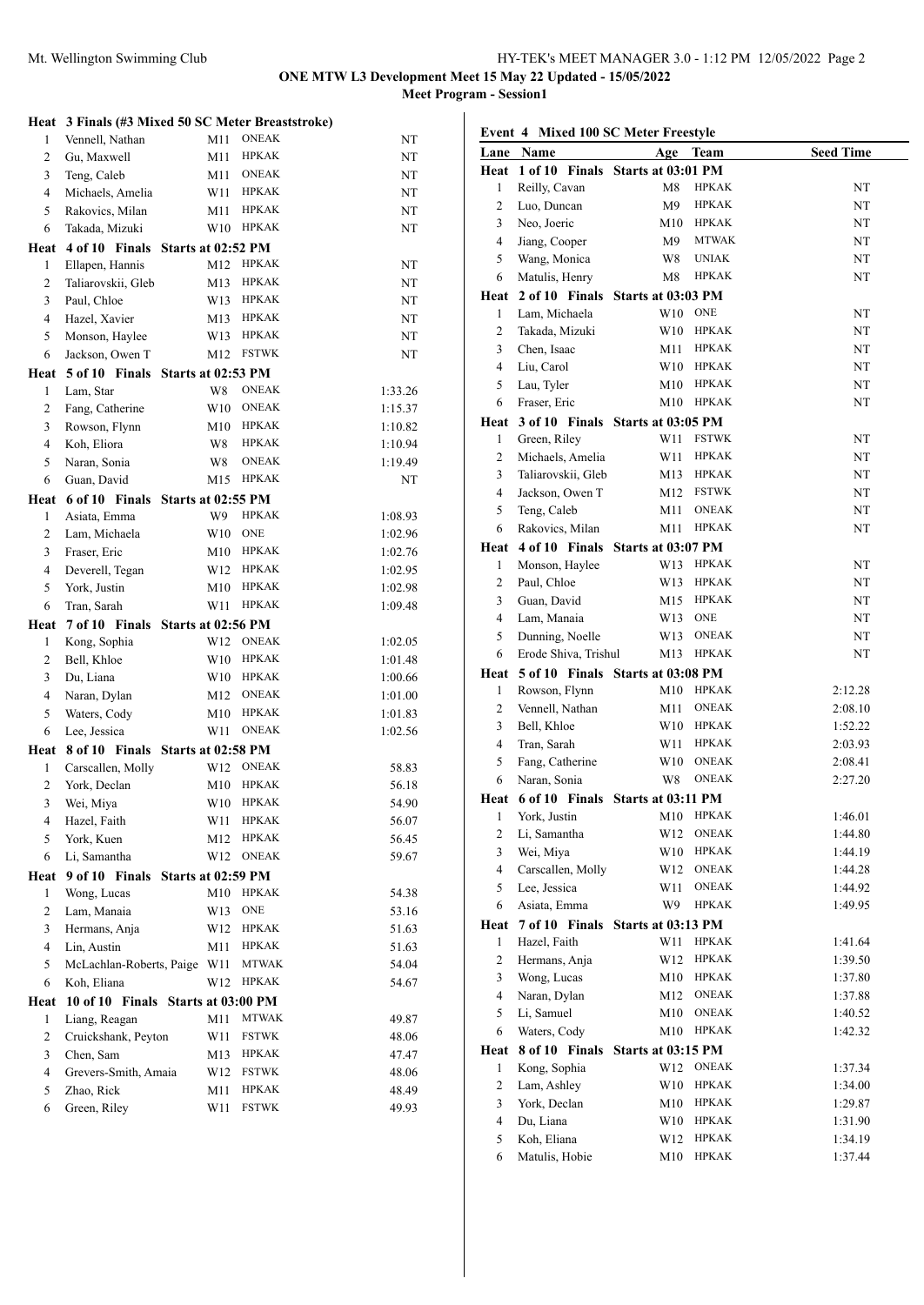**ONE MTW L3 Development Meet 15 May 22 Updated - 15/05/2022**

**Meet Program - Session1**

### Heat 3 Finals (#3 Mixed 50 SC Meter Breaststroke)

| Lane | Name | Age | Team | Seed Time |
|---|---|---|---|---|
| 1 | Vennell, Nathan | M11 | ONEAK | NT |
| 2 | Gu, Maxwell | M11 | HPKAK | NT |
| 3 | Teng, Caleb | M11 | ONEAK | NT |
| 4 | Michaels, Amelia | W11 | HPKAK | NT |
| 5 | Rakovics, Milan | M11 | HPKAK | NT |
| 6 | Takada, Mizuki | W10 | HPKAK | NT |
| **Heat 4 of 10 Finals Starts at 02:52 PM** | | | | |
| 1 | Ellapen, Hannis | M12 | HPKAK | NT |
| 2 | Taliarovskii, Gleb | M13 | HPKAK | NT |
| 3 | Paul, Chloe | W13 | HPKAK | NT |
| 4 | Hazel, Xavier | M13 | HPKAK | NT |
| 5 | Monson, Haylee | W13 | HPKAK | NT |
| 6 | Jackson, Owen T | M12 | FSTWK | NT |
| **Heat 5 of 10 Finals Starts at 02:53 PM** | | | | |
| 1 | Lam, Star | W8 | ONEAK | 1:33.26 |
| 2 | Fang, Catherine | W10 | ONEAK | 1:15.37 |
| 3 | Rowson, Flynn | M10 | HPKAK | 1:10.82 |
| 4 | Koh, Eliora | W8 | HPKAK | 1:10.94 |
| 5 | Naran, Sonia | W8 | ONEAK | 1:19.49 |
| 6 | Guan, David | M15 | HPKAK | NT |
| **Heat 6 of 10 Finals Starts at 02:55 PM** | | | | |
| 1 | Asiata, Emma | W9 | HPKAK | 1:08.93 |
| 2 | Lam, Michaela | W10 | ONE | 1:02.96 |
| 3 | Fraser, Eric | M10 | HPKAK | 1:02.76 |
| 4 | Deverell, Tegan | W12 | HPKAK | 1:02.95 |
| 5 | York, Justin | M10 | HPKAK | 1:02.98 |
| 6 | Tran, Sarah | W11 | HPKAK | 1:09.48 |
| **Heat 7 of 10 Finals Starts at 02:56 PM** | | | | |
| 1 | Kong, Sophia | W12 | ONEAK | 1:02.05 |
| 2 | Bell, Khloe | W10 | HPKAK | 1:01.48 |
| 3 | Du, Liana | W10 | HPKAK | 1:00.66 |
| 4 | Naran, Dylan | M12 | ONEAK | 1:01.00 |
| 5 | Waters, Cody | M10 | HPKAK | 1:01.83 |
| 6 | Lee, Jessica | W11 | ONEAK | 1:02.56 |
| **Heat 8 of 10 Finals Starts at 02:58 PM** | | | | |
| 1 | Carscallen, Molly | W12 | ONEAK | 58.83 |
| 2 | York, Declan | M10 | HPKAK | 56.18 |
| 3 | Wei, Miya | W10 | HPKAK | 54.90 |
| 4 | Hazel, Faith | W11 | HPKAK | 56.07 |
| 5 | York, Kuen | M12 | HPKAK | 56.45 |
| 6 | Li, Samantha | W12 | ONEAK | 59.67 |
| **Heat 9 of 10 Finals Starts at 02:59 PM** | | | | |
| 1 | Wong, Lucas | M10 | HPKAK | 54.38 |
| 2 | Lam, Manaia | W13 | ONE | 53.16 |
| 3 | Hermans, Anja | W12 | HPKAK | 51.63 |
| 4 | Lin, Austin | M11 | HPKAK | 51.63 |
| 5 | McLachlan-Roberts, Paige | W11 | MTWAK | 54.04 |
| 6 | Koh, Eliana | W12 | HPKAK | 54.67 |
| **Heat 10 of 10 Finals Starts at 03:00 PM** | | | | |
| 1 | Liang, Reagan | M11 | MTWAK | 49.87 |
| 2 | Cruickshank, Peyton | W11 | FSTWK | 48.06 |
| 3 | Chen, Sam | M13 | HPKAK | 47.47 |
| 4 | Grevers-Smith, Amaia | W12 | FSTWK | 48.06 |
| 5 | Zhao, Rick | M11 | HPKAK | 48.49 |
| 6 | Green, Riley | W11 | FSTWK | 49.93 |

### Event 4 Mixed 100 SC Meter Freestyle

| Lane | Name | Age | Team | Seed Time |
|---|---|---|---|---|
| **Heat 1 of 10 Finals Starts at 03:01 PM** | | | | |
| 1 | Reilly, Cavan | M8 | HPKAK | NT |
| 2 | Luo, Duncan | M9 | HPKAK | NT |
| 3 | Neo, Joeric | M10 | HPKAK | NT |
| 4 | Jiang, Cooper | M9 | MTWAK | NT |
| 5 | Wang, Monica | W8 | UNIAK | NT |
| 6 | Matulis, Henry | M8 | HPKAK | NT |
| **Heat 2 of 10 Finals Starts at 03:03 PM** | | | | |
| 1 | Lam, Michaela | W10 | ONE | NT |
| 2 | Takada, Mizuki | W10 | HPKAK | NT |
| 3 | Chen, Isaac | M11 | HPKAK | NT |
| 4 | Liu, Carol | W10 | HPKAK | NT |
| 5 | Lau, Tyler | M10 | HPKAK | NT |
| 6 | Fraser, Eric | M10 | HPKAK | NT |
| **Heat 3 of 10 Finals Starts at 03:05 PM** | | | | |
| 1 | Green, Riley | W11 | FSTWK | NT |
| 2 | Michaels, Amelia | W11 | HPKAK | NT |
| 3 | Taliarovskii, Gleb | M13 | HPKAK | NT |
| 4 | Jackson, Owen T | M12 | FSTWK | NT |
| 5 | Teng, Caleb | M11 | ONEAK | NT |
| 6 | Rakovics, Milan | M11 | HPKAK | NT |
| **Heat 4 of 10 Finals Starts at 03:07 PM** | | | | |
| 1 | Monson, Haylee | W13 | HPKAK | NT |
| 2 | Paul, Chloe | W13 | HPKAK | NT |
| 3 | Guan, David | M15 | HPKAK | NT |
| 4 | Lam, Manaia | W13 | ONE | NT |
| 5 | Dunning, Noelle | W13 | ONEAK | NT |
| 6 | Erode Shiva, Trishul | M13 | HPKAK | NT |
| **Heat 5 of 10 Finals Starts at 03:08 PM** | | | | |
| 1 | Rowson, Flynn | M10 | HPKAK | 2:12.28 |
| 2 | Vennell, Nathan | M11 | ONEAK | 2:08.10 |
| 3 | Bell, Khloe | W10 | HPKAK | 1:52.22 |
| 4 | Tran, Sarah | W11 | HPKAK | 2:03.93 |
| 5 | Fang, Catherine | W10 | ONEAK | 2:08.41 |
| 6 | Naran, Sonia | W8 | ONEAK | 2:27.20 |
| **Heat 6 of 10 Finals Starts at 03:11 PM** | | | | |
| 1 | York, Justin | M10 | HPKAK | 1:46.01 |
| 2 | Li, Samantha | W12 | ONEAK | 1:44.80 |
| 3 | Wei, Miya | W10 | HPKAK | 1:44.19 |
| 4 | Carscallen, Molly | W12 | ONEAK | 1:44.28 |
| 5 | Lee, Jessica | W11 | ONEAK | 1:44.92 |
| 6 | Asiata, Emma | W9 | HPKAK | 1:49.95 |
| **Heat 7 of 10 Finals Starts at 03:13 PM** | | | | |
| 1 | Hazel, Faith | W11 | HPKAK | 1:41.64 |
| 2 | Hermans, Anja | W12 | HPKAK | 1:39.50 |
| 3 | Wong, Lucas | M10 | HPKAK | 1:37.80 |
| 4 | Naran, Dylan | M12 | ONEAK | 1:37.88 |
| 5 | Li, Samuel | M10 | ONEAK | 1:40.52 |
| 6 | Waters, Cody | M10 | HPKAK | 1:42.32 |
| **Heat 8 of 10 Finals Starts at 03:15 PM** | | | | |
| 1 | Kong, Sophia | W12 | ONEAK | 1:37.34 |
| 2 | Lam, Ashley | W10 | HPKAK | 1:34.00 |
| 3 | York, Declan | M10 | HPKAK | 1:29.87 |
| 4 | Du, Liana | W10 | HPKAK | 1:31.90 |
| 5 | Koh, Eliana | W12 | HPKAK | 1:34.19 |
| 6 | Matulis, Hobie | M10 | HPKAK | 1:37.44 |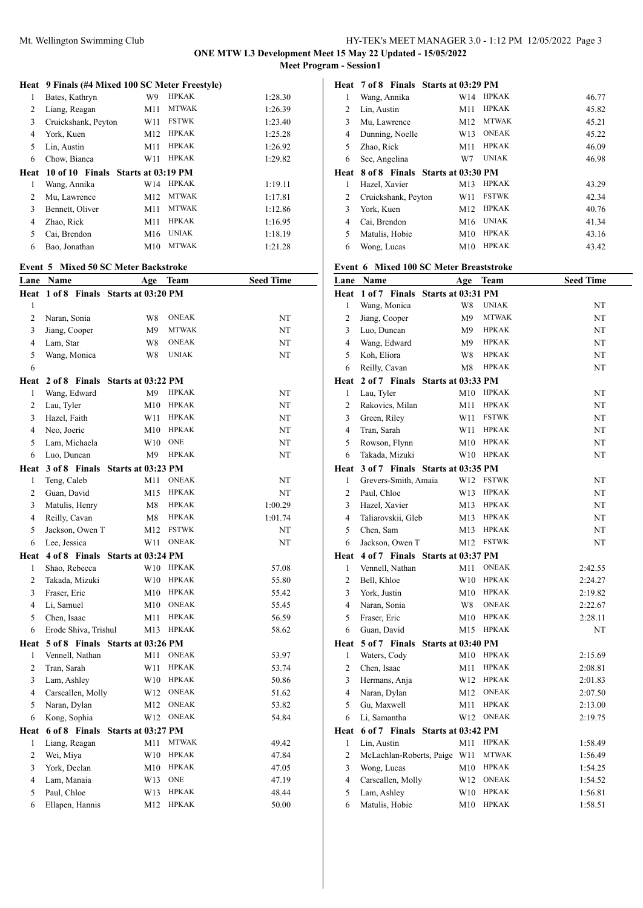**ONE MTW L3 Development Meet 15 May 22 Updated - 15/05/2022**

**Meet Program - Session1**

| Lane | Name | Age | Team | Seed Time |
|---|---|---|---|---|
| **Heat 9 Finals (#4 Mixed 100 SC Meter Freestyle)** | | | | |
| 1 | Bates, Kathryn | W9 | HPKAK | 1:28.30 |
| 2 | Liang, Reagan | M11 | MTWAK | 1:26.39 |
| 3 | Cruickshank, Peyton | W11 | FSTWK | 1:23.40 |
| 4 | York, Kuen | M12 | HPKAK | 1:25.28 |
| 5 | Lin, Austin | M11 | HPKAK | 1:26.92 |
| 6 | Chow, Bianca | W11 | HPKAK | 1:29.82 |
| **Heat 10 of 10 Finals Starts at 03:19 PM** | | | | |
| 1 | Wang, Annika | W14 | HPKAK | 1:19.11 |
| 2 | Mu, Lawrence | M12 | MTWAK | 1:17.81 |
| 3 | Bennett, Oliver | M11 | MTWAK | 1:12.86 |
| 4 | Zhao, Rick | M11 | HPKAK | 1:16.95 |
| 5 | Cai, Brendon | M16 | UNIAK | 1:18.19 |
| 6 | Bao, Jonathan | M10 | MTWAK | 1:21.28 |

### Event 5 Mixed 50 SC Meter Backstroke

| Lane | Name | Age | Team | Seed Time |
|---|---|---|---|---|
| **Heat 1 of 8 Finals Starts at 03:20 PM** | | | | |
| 1 | | | | |
| 2 | Naran, Sonia | W8 | ONEAK | NT |
| 3 | Jiang, Cooper | M9 | MTWAK | NT |
| 4 | Lam, Star | W8 | ONEAK | NT |
| 5 | Wang, Monica | W8 | UNIAK | NT |
| 6 | | | | |
| **Heat 2 of 8 Finals Starts at 03:22 PM** | | | | |
| 1 | Wang, Edward | M9 | HPKAK | NT |
| 2 | Lau, Tyler | M10 | HPKAK | NT |
| 3 | Hazel, Faith | W11 | HPKAK | NT |
| 4 | Neo, Joeric | M10 | HPKAK | NT |
| 5 | Lam, Michaela | W10 | ONE | NT |
| 6 | Luo, Duncan | M9 | HPKAK | NT |
| **Heat 3 of 8 Finals Starts at 03:23 PM** | | | | |
| 1 | Teng, Caleb | M11 | ONEAK | NT |
| 2 | Guan, David | M15 | HPKAK | NT |
| 3 | Matulis, Henry | M8 | HPKAK | 1:00.29 |
| 4 | Reilly, Cavan | M8 | HPKAK | 1:01.74 |
| 5 | Jackson, Owen T | M12 | FSTWK | NT |
| 6 | Lee, Jessica | W11 | ONEAK | NT |
| **Heat 4 of 8 Finals Starts at 03:24 PM** | | | | |
| 1 | Shao, Rebecca | W10 | HPKAK | 57.08 |
| 2 | Takada, Mizuki | W10 | HPKAK | 55.80 |
| 3 | Fraser, Eric | M10 | HPKAK | 55.42 |
| 4 | Li, Samuel | M10 | ONEAK | 55.45 |
| 5 | Chen, Isaac | M11 | HPKAK | 56.59 |
| 6 | Erode Shiva, Trishul | M13 | HPKAK | 58.62 |
| **Heat 5 of 8 Finals Starts at 03:26 PM** | | | | |
| 1 | Vennell, Nathan | M11 | ONEAK | 53.97 |
| 2 | Tran, Sarah | W11 | HPKAK | 53.74 |
| 3 | Lam, Ashley | W10 | HPKAK | 50.86 |
| 4 | Carscallen, Molly | W12 | ONEAK | 51.62 |
| 5 | Naran, Dylan | M12 | ONEAK | 53.82 |
| 6 | Kong, Sophia | W12 | ONEAK | 54.84 |
| **Heat 6 of 8 Finals Starts at 03:27 PM** | | | | |
| 1 | Liang, Reagan | M11 | MTWAK | 49.42 |
| 2 | Wei, Miya | W10 | HPKAK | 47.84 |
| 3 | York, Declan | M10 | HPKAK | 47.05 |
| 4 | Lam, Manaia | W13 | ONE | 47.19 |
| 5 | Paul, Chloe | W13 | HPKAK | 48.44 |
| 6 | Ellapen, Hannis | M12 | HPKAK | 50.00 |
| **Heat 7 of 8 Finals Starts at 03:29 PM** | | | | |
| 1 | Wang, Annika | W14 | HPKAK | 46.77 |
| 2 | Lin, Austin | M11 | HPKAK | 45.82 |
| 3 | Mu, Lawrence | M12 | MTWAK | 45.21 |
| 4 | Dunning, Noelle | W13 | ONEAK | 45.22 |
| 5 | Zhao, Rick | M11 | HPKAK | 46.09 |
| 6 | See, Angelina | W7 | UNIAK | 46.98 |
| **Heat 8 of 8 Finals Starts at 03:30 PM** | | | | |
| 1 | Hazel, Xavier | M13 | HPKAK | 43.29 |
| 2 | Cruickshank, Peyton | W11 | FSTWK | 42.34 |
| 3 | York, Kuen | M12 | HPKAK | 40.76 |
| 4 | Cai, Brendon | M16 | UNIAK | 41.34 |
| 5 | Matulis, Hobie | M10 | HPKAK | 43.16 |
| 6 | Wong, Lucas | M10 | HPKAK | 43.42 |

### Event 6 Mixed 100 SC Meter Breaststroke

| Lane | Name | Age | Team | Seed Time |
|---|---|---|---|---|
| **Heat 1 of 7 Finals Starts at 03:31 PM** | | | | |
| 1 | Wang, Monica | W8 | UNIAK | NT |
| 2 | Jiang, Cooper | M9 | MTWAK | NT |
| 3 | Luo, Duncan | M9 | HPKAK | NT |
| 4 | Wang, Edward | M9 | HPKAK | NT |
| 5 | Koh, Eliora | W8 | HPKAK | NT |
| 6 | Reilly, Cavan | M8 | HPKAK | NT |
| **Heat 2 of 7 Finals Starts at 03:33 PM** | | | | |
| 1 | Lau, Tyler | M10 | HPKAK | NT |
| 2 | Rakovics, Milan | M11 | HPKAK | NT |
| 3 | Green, Riley | W11 | FSTWK | NT |
| 4 | Tran, Sarah | W11 | HPKAK | NT |
| 5 | Rowson, Flynn | M10 | HPKAK | NT |
| 6 | Takada, Mizuki | W10 | HPKAK | NT |
| **Heat 3 of 7 Finals Starts at 03:35 PM** | | | | |
| 1 | Grevers-Smith, Amaia | W12 | FSTWK | NT |
| 2 | Paul, Chloe | W13 | HPKAK | NT |
| 3 | Hazel, Xavier | M13 | HPKAK | NT |
| 4 | Taliarovskii, Gleb | M13 | HPKAK | NT |
| 5 | Chen, Sam | M13 | HPKAK | NT |
| 6 | Jackson, Owen T | M12 | FSTWK | NT |
| **Heat 4 of 7 Finals Starts at 03:37 PM** | | | | |
| 1 | Vennell, Nathan | M11 | ONEAK | 2:42.55 |
| 2 | Bell, Khloe | W10 | HPKAK | 2:24.27 |
| 3 | York, Justin | M10 | HPKAK | 2:19.82 |
| 4 | Naran, Sonia | W8 | ONEAK | 2:22.67 |
| 5 | Fraser, Eric | M10 | HPKAK | 2:28.11 |
| 6 | Guan, David | M15 | HPKAK | NT |
| **Heat 5 of 7 Finals Starts at 03:40 PM** | | | | |
| 1 | Waters, Cody | M10 | HPKAK | 2:15.69 |
| 2 | Chen, Isaac | M11 | HPKAK | 2:08.81 |
| 3 | Hermans, Anja | W12 | HPKAK | 2:01.83 |
| 4 | Naran, Dylan | M12 | ONEAK | 2:07.50 |
| 5 | Gu, Maxwell | M11 | HPKAK | 2:13.00 |
| 6 | Li, Samantha | W12 | ONEAK | 2:19.75 |
| **Heat 6 of 7 Finals Starts at 03:42 PM** | | | | |
| 1 | Lin, Austin | M11 | HPKAK | 1:58.49 |
| 2 | McLachlan-Roberts, Paige | W11 | MTWAK | 1:56.49 |
| 3 | Wong, Lucas | M10 | HPKAK | 1:54.25 |
| 4 | Carscallen, Molly | W12 | ONEAK | 1:54.52 |
| 5 | Lam, Ashley | W10 | HPKAK | 1:56.81 |
| 6 | Matulis, Hobie | M10 | HPKAK | 1:58.51 |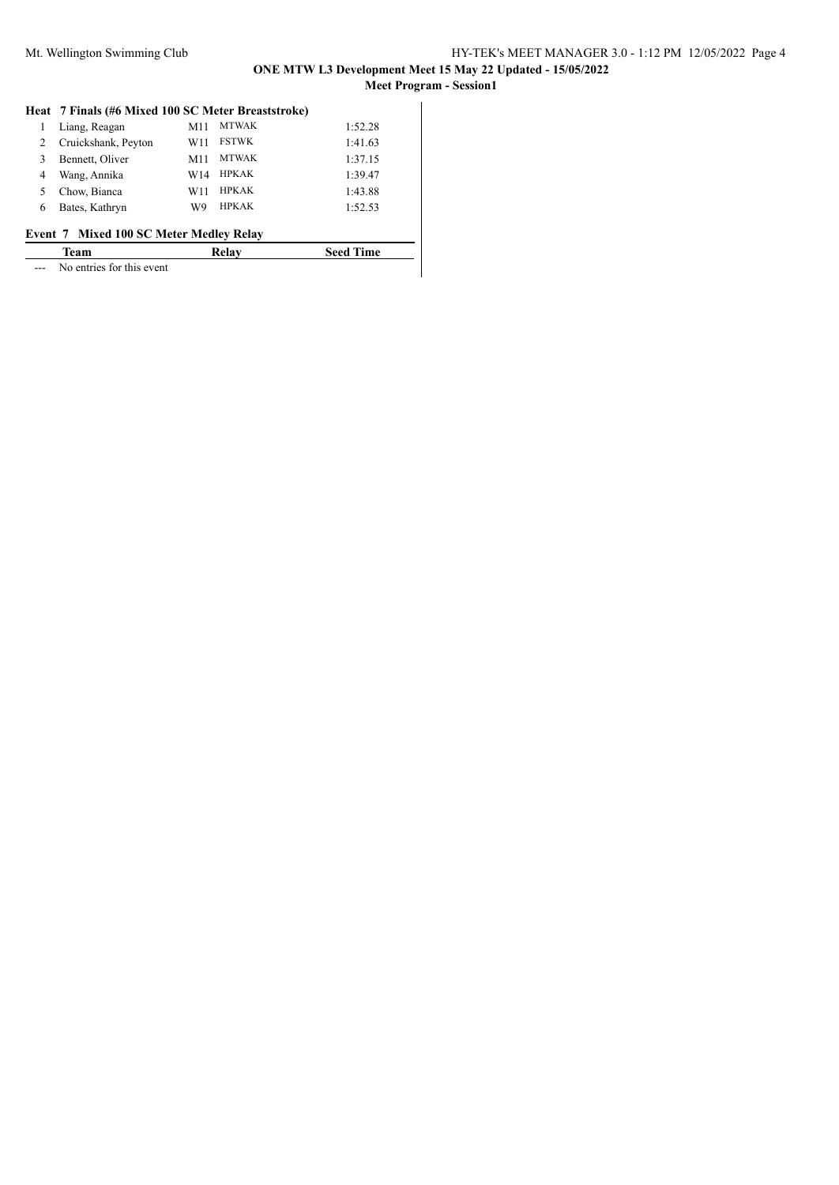**Heat 7 Finals (#6 Mixed 100 SC Meter Breaststroke)**

| | | | | |
|---|---|---|---|---|
| 1 | Liang, Reagan | M11 | MTWAK | 1:52.28 |
| 2 | Cruickshank, Peyton | W11 | FSTWK | 1:41.63 |
| 3 | Bennett, Oliver | M11 | MTWAK | 1:37.15 |
| 4 | Wang, Annika | W14 | HPKAK | 1:39.47 |
| 5 | Chow, Bianca | W11 | HPKAK | 1:43.88 |
| 6 | Bates, Kathryn | W9 | HPKAK | 1:52.53 |

**Event 7 Mixed 100 SC Meter Medley Relay**

| | Team | Relay | Seed Time |
|---|---|---|---|
| --- | No entries for this event | | |